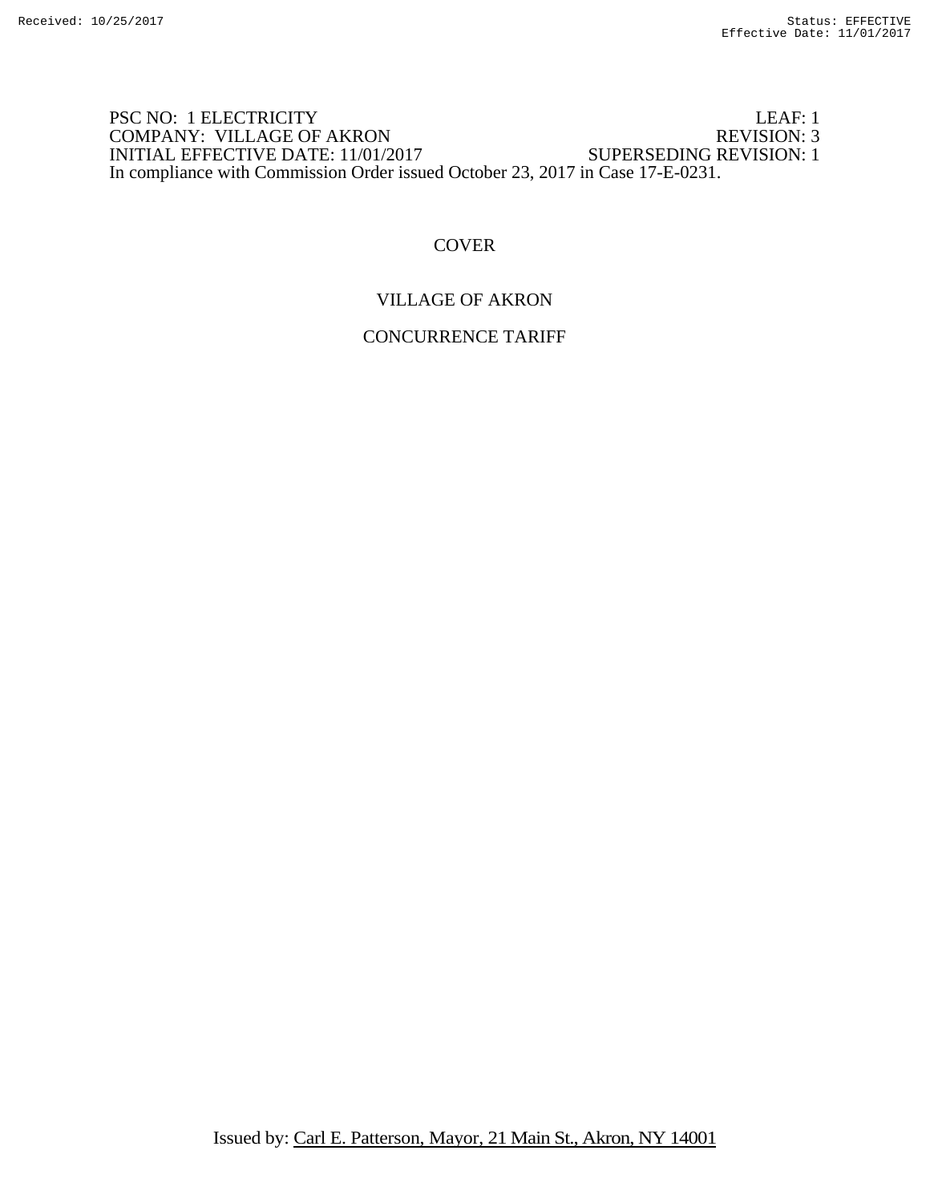PSC NO: 1 ELECTRICITY LEAF: 1
COMPANY: VILLAGE OF AKRON REVISION: 3
INITIAL EFFECTIVE DATE: 11/01/2017 SUPERSEDING REVISION: 1
In compliance with Commission Order issued October 23, 2017 in Case 17-E-0231.

# COVER

## VILLAGE OF AKRON

## CONCURRENCE TARIFF

Issued by: Carl E. Patterson, Mayor, 21 Main St., Akron, NY 14001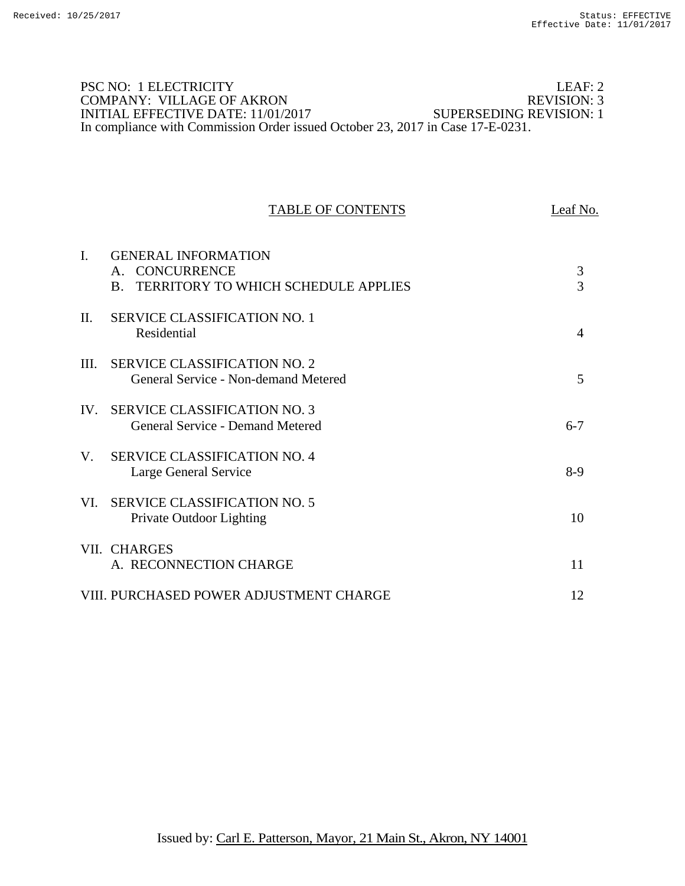PSC NO: 1 ELECTRICITY LEAF: 2
COMPANY: VILLAGE OF AKRON REVISION: 3
INITIAL EFFECTIVE DATE: 11/01/2017 SUPERSEDING REVISION: 1
In compliance with Commission Order issued October 23, 2017 in Case 17-E-0231.

## TABLE OF CONTENTS

| | | Leaf No. |
|---|---|---|
| I. | GENERAL INFORMATION | |
| | A. CONCURRENCE | 3 |
| | B. TERRITORY TO WHICH SCHEDULE APPLIES | 3 |
| II. | SERVICE CLASSIFICATION NO. 1 | |
| | Residential | 4 |
| III. | SERVICE CLASSIFICATION NO. 2 | |
| | General Service - Non-demand Metered | 5 |
| IV. | SERVICE CLASSIFICATION NO. 3 | |
| | General Service - Demand Metered | 6-7 |
| V. | SERVICE CLASSIFICATION NO. 4 | |
| | Large General Service | 8-9 |
| VI. | SERVICE CLASSIFICATION NO. 5 | |
| | Private Outdoor Lighting | 10 |
| VII. | CHARGES | |
| | A. RECONNECTION CHARGE | 11 |
| VIII. | PURCHASED POWER ADJUSTMENT CHARGE | 12 |

Issued by: Carl E. Patterson, Mayor, 21 Main St., Akron, NY 14001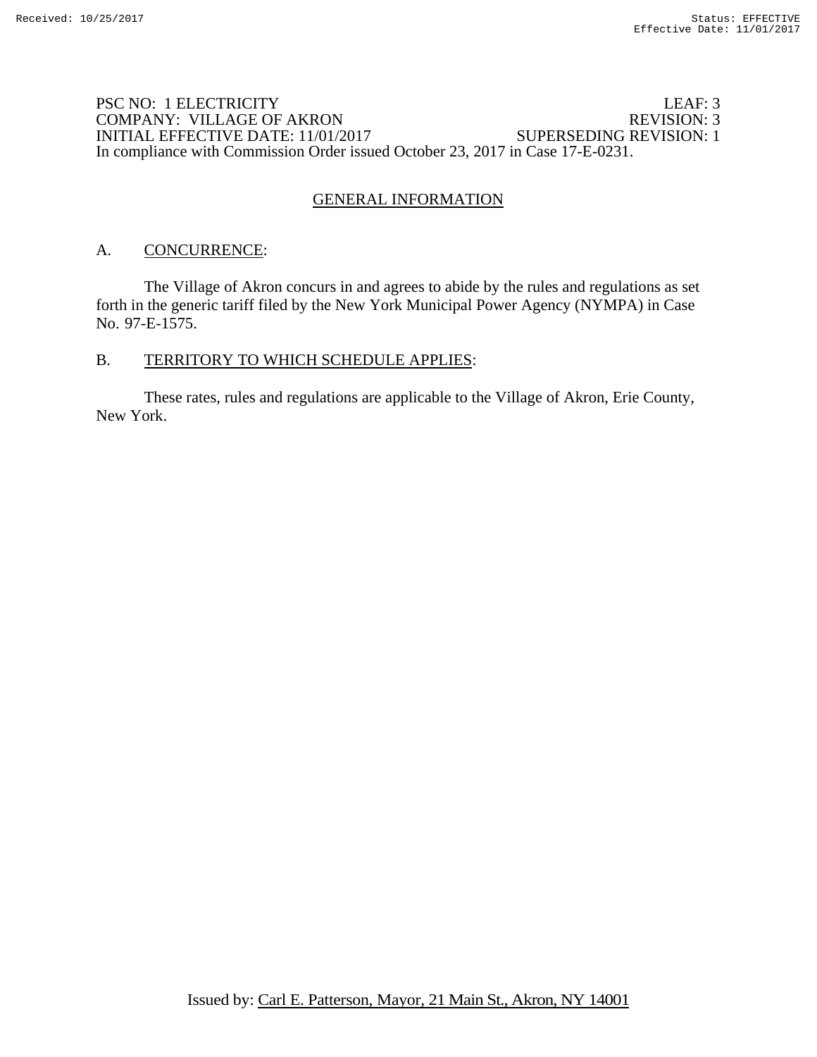PSC NO: 1 ELECTRICITY LEAF: 3
COMPANY: VILLAGE OF AKRON REVISION: 3
INITIAL EFFECTIVE DATE: 11/01/2017 SUPERSEDING REVISION: 1
In compliance with Commission Order issued October 23, 2017 in Case 17-E-0231.

## GENERAL INFORMATION

A. CONCURRENCE:

The Village of Akron concurs in and agrees to abide by the rules and regulations as set forth in the generic tariff filed by the New York Municipal Power Agency (NYMPA) in Case No. 97-E-1575.

B. TERRITORY TO WHICH SCHEDULE APPLIES:

These rates, rules and regulations are applicable to the Village of Akron, Erie County, New York.

Issued by: Carl E. Patterson, Mayor, 21 Main St., Akron, NY 14001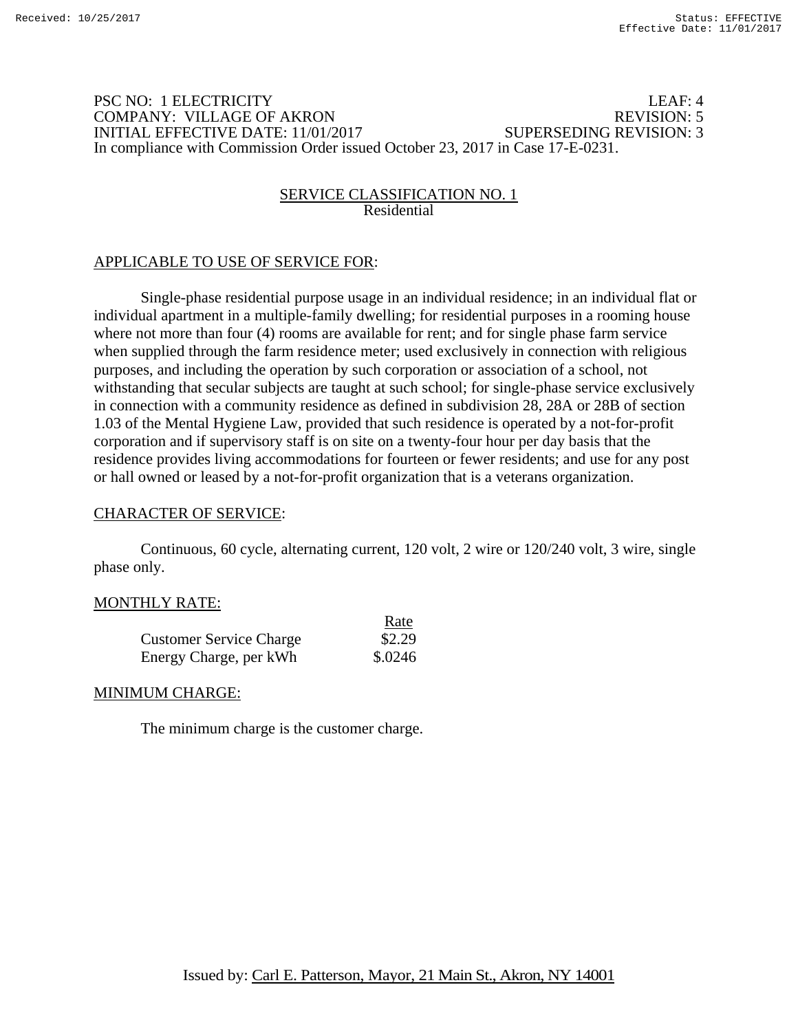PSC NO: 1 ELECTRICITY LEAF: 4
COMPANY: VILLAGE OF AKRON REVISION: 5
INITIAL EFFECTIVE DATE: 11/01/2017 SUPERSEDING REVISION: 3
In compliance with Commission Order issued October 23, 2017 in Case 17-E-0231.

## SERVICE CLASSIFICATION NO. 1
Residential

APPLICABLE TO USE OF SERVICE FOR:

Single-phase residential purpose usage in an individual residence; in an individual flat or individual apartment in a multiple-family dwelling; for residential purposes in a rooming house where not more than four (4) rooms are available for rent; and for single phase farm service when supplied through the farm residence meter; used exclusively in connection with religious purposes, and including the operation by such corporation or association of a school, not withstanding that secular subjects are taught at such school; for single-phase service exclusively in connection with a community residence as defined in subdivision 28, 28A or 28B of section 1.03 of the Mental Hygiene Law, provided that such residence is operated by a not-for-profit corporation and if supervisory staff is on site on a twenty-four hour per day basis that the residence provides living accommodations for fourteen or fewer residents; and use for any post or hall owned or leased by a not-for-profit organization that is a veterans organization.

CHARACTER OF SERVICE:

Continuous, 60 cycle, alternating current, 120 volt, 2 wire or 120/240 volt, 3 wire, single phase only.

MONTHLY RATE:

| | Rate |
|---|---|
| Customer Service Charge | $2.29 |
| Energy Charge, per kWh | $.0246 |

MINIMUM CHARGE:

The minimum charge is the customer charge.

Issued by: Carl E. Patterson, Mayor, 21 Main St., Akron, NY 14001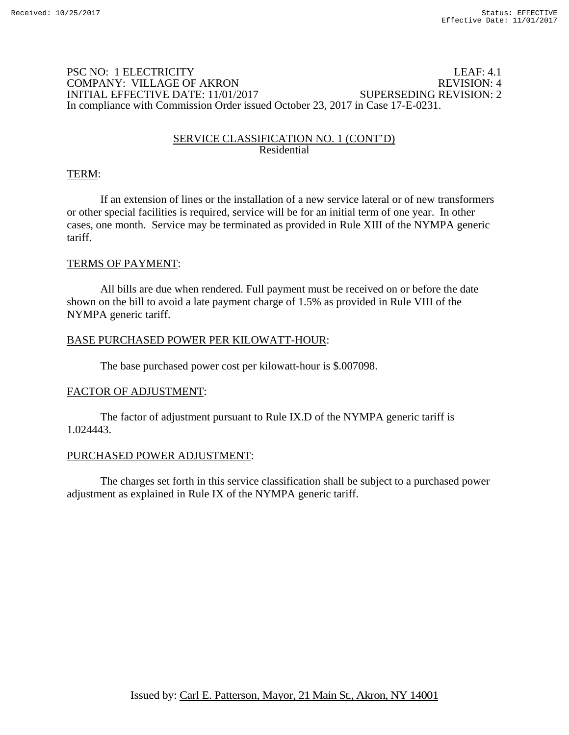PSC NO: 1 ELECTRICITY LEAF: 4.1
COMPANY: VILLAGE OF AKRON REVISION: 4
INITIAL EFFECTIVE DATE: 11/01/2017 SUPERSEDING REVISION: 2
In compliance with Commission Order issued October 23, 2017 in Case 17-E-0231.

## SERVICE CLASSIFICATION NO. 1 (CONT'D)
Residential

### TERM:

If an extension of lines or the installation of a new service lateral or of new transformers or other special facilities is required, service will be for an initial term of one year. In other cases, one month. Service may be terminated as provided in Rule XIII of the NYMPA generic tariff.

### TERMS OF PAYMENT:

All bills are due when rendered. Full payment must be received on or before the date shown on the bill to avoid a late payment charge of 1.5% as provided in Rule VIII of the NYMPA generic tariff.

### BASE PURCHASED POWER PER KILOWATT-HOUR:

The base purchased power cost per kilowatt-hour is $.007098.

### FACTOR OF ADJUSTMENT:

The factor of adjustment pursuant to Rule IX.D of the NYMPA generic tariff is 1.024443.

### PURCHASED POWER ADJUSTMENT:

The charges set forth in this service classification shall be subject to a purchased power adjustment as explained in Rule IX of the NYMPA generic tariff.

Issued by: Carl E. Patterson, Mayor, 21 Main St., Akron, NY 14001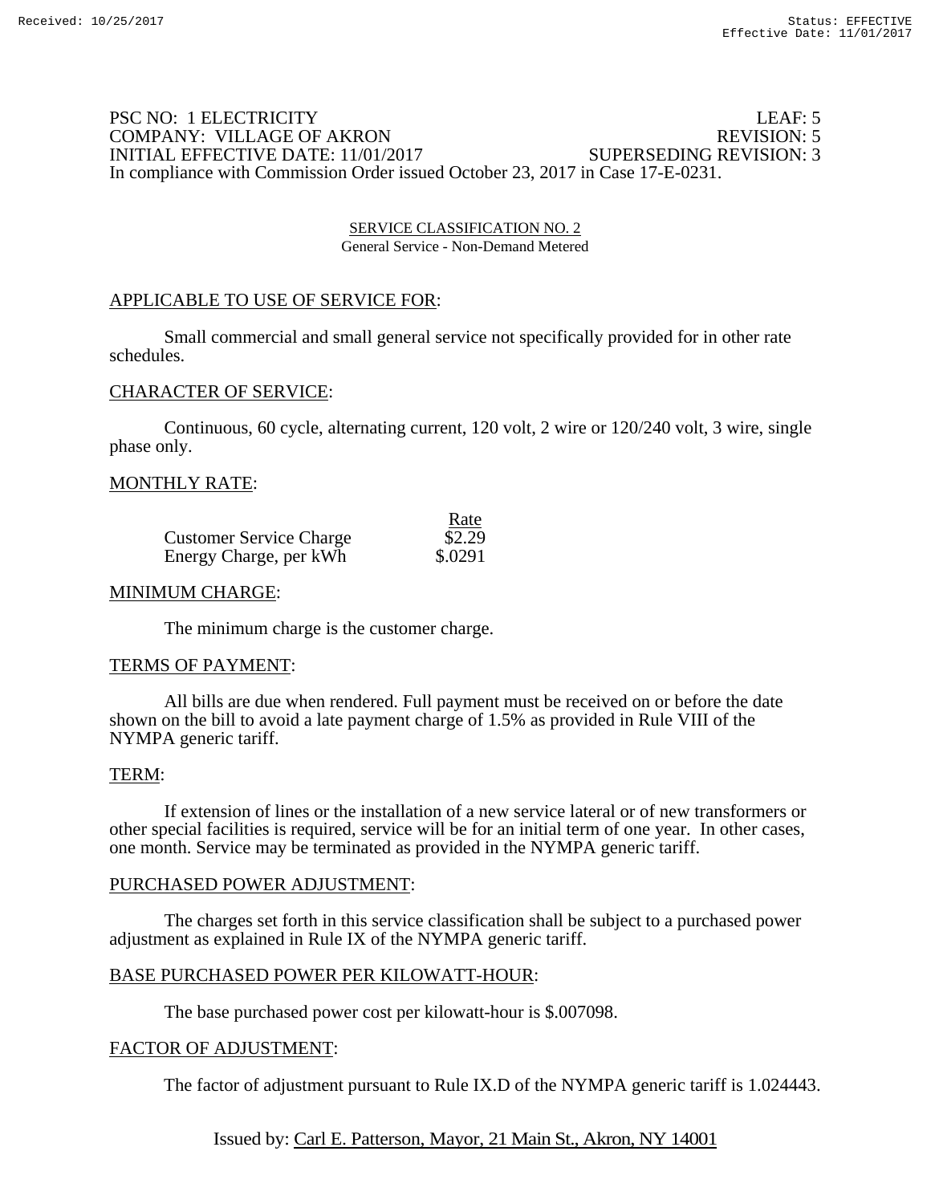PSC NO: 1 ELECTRICITY LEAF: 5
COMPANY: VILLAGE OF AKRON REVISION: 5
INITIAL EFFECTIVE DATE: 11/01/2017 SUPERSEDING REVISION: 3
In compliance with Commission Order issued October 23, 2017 in Case 17-E-0231.

## SERVICE CLASSIFICATION NO. 2
General Service - Non-Demand Metered

### APPLICABLE TO USE OF SERVICE FOR:

Small commercial and small general service not specifically provided for in other rate schedules.

### CHARACTER OF SERVICE:

Continuous, 60 cycle, alternating current, 120 volt, 2 wire or 120/240 volt, 3 wire, single phase only.

### MONTHLY RATE:

| | Rate |
|---|---|
| Customer Service Charge | $2.29 |
| Energy Charge, per kWh | $.0291 |

### MINIMUM CHARGE:

The minimum charge is the customer charge.

### TERMS OF PAYMENT:

All bills are due when rendered. Full payment must be received on or before the date shown on the bill to avoid a late payment charge of 1.5% as provided in Rule VIII of the NYMPA generic tariff.

### TERM:

If extension of lines or the installation of a new service lateral or of new transformers or other special facilities is required, service will be for an initial term of one year. In other cases, one month. Service may be terminated as provided in the NYMPA generic tariff.

### PURCHASED POWER ADJUSTMENT:

The charges set forth in this service classification shall be subject to a purchased power adjustment as explained in Rule IX of the NYMPA generic tariff.

### BASE PURCHASED POWER PER KILOWATT-HOUR:

The base purchased power cost per kilowatt-hour is $.007098.

### FACTOR OF ADJUSTMENT:

The factor of adjustment pursuant to Rule IX.D of the NYMPA generic tariff is 1.024443.

Issued by: Carl E. Patterson, Mayor, 21 Main St., Akron, NY 14001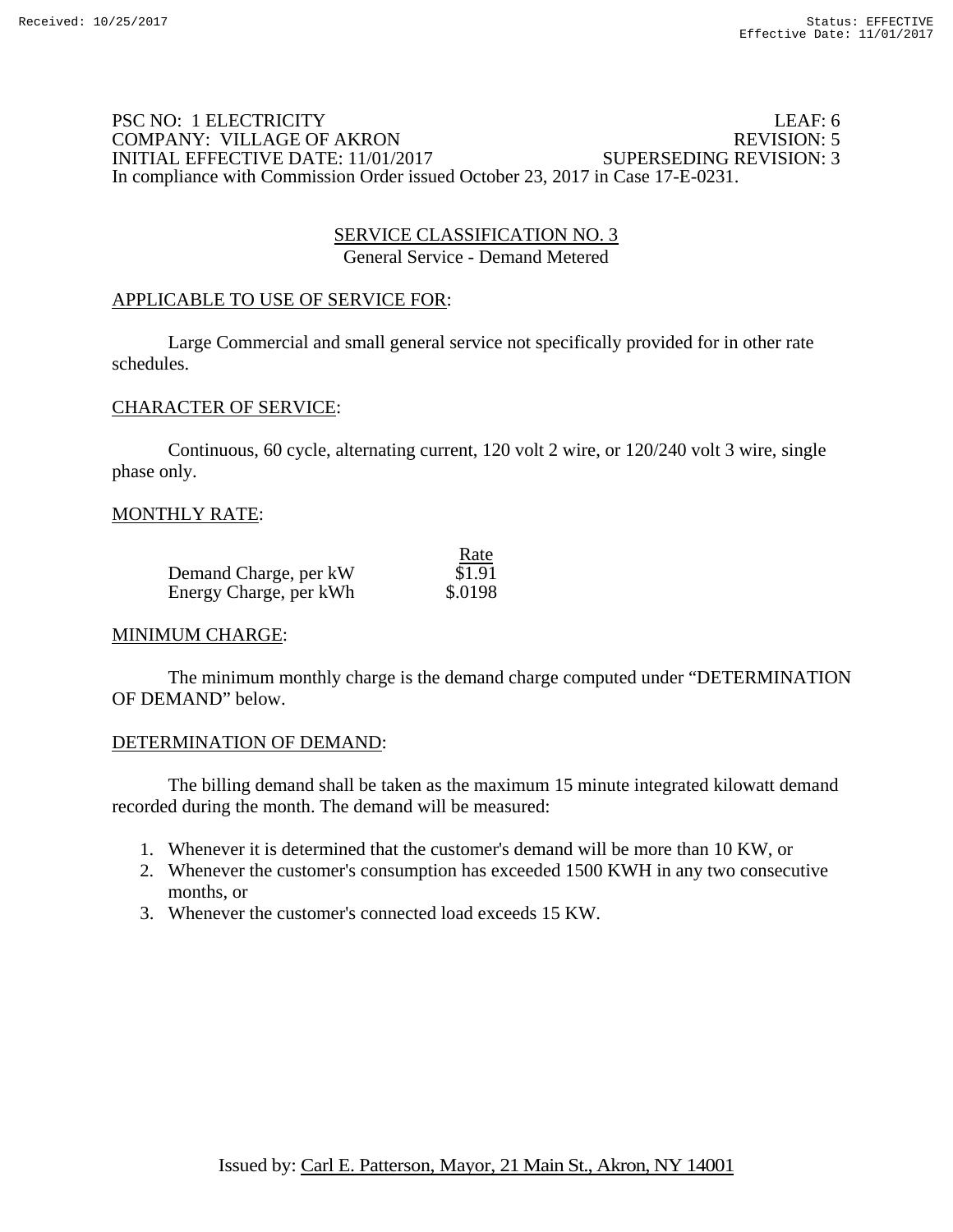PSC NO: 1 ELECTRICITY LEAF: 6
COMPANY: VILLAGE OF AKRON REVISION: 5
INITIAL EFFECTIVE DATE: 11/01/2017 SUPERSEDING REVISION: 3
In compliance with Commission Order issued October 23, 2017 in Case 17-E-0231.

## SERVICE CLASSIFICATION NO. 3
General Service - Demand Metered

### APPLICABLE TO USE OF SERVICE FOR:

Large Commercial and small general service not specifically provided for in other rate schedules.

### CHARACTER OF SERVICE:

Continuous, 60 cycle, alternating current, 120 volt 2 wire, or 120/240 volt 3 wire, single phase only.

### MONTHLY RATE:

| | Rate |
|---|---|
| Demand Charge, per kW | $1.91 |
| Energy Charge, per kWh | $.0198 |

### MINIMUM CHARGE:

The minimum monthly charge is the demand charge computed under "DETERMINATION OF DEMAND" below.

### DETERMINATION OF DEMAND:

The billing demand shall be taken as the maximum 15 minute integrated kilowatt demand recorded during the month. The demand will be measured:

1. Whenever it is determined that the customer's demand will be more than 10 KW, or
2. Whenever the customer's consumption has exceeded 1500 KWH in any two consecutive months, or
3. Whenever the customer's connected load exceeds 15 KW.

Issued by: Carl E. Patterson, Mayor, 21 Main St., Akron, NY 14001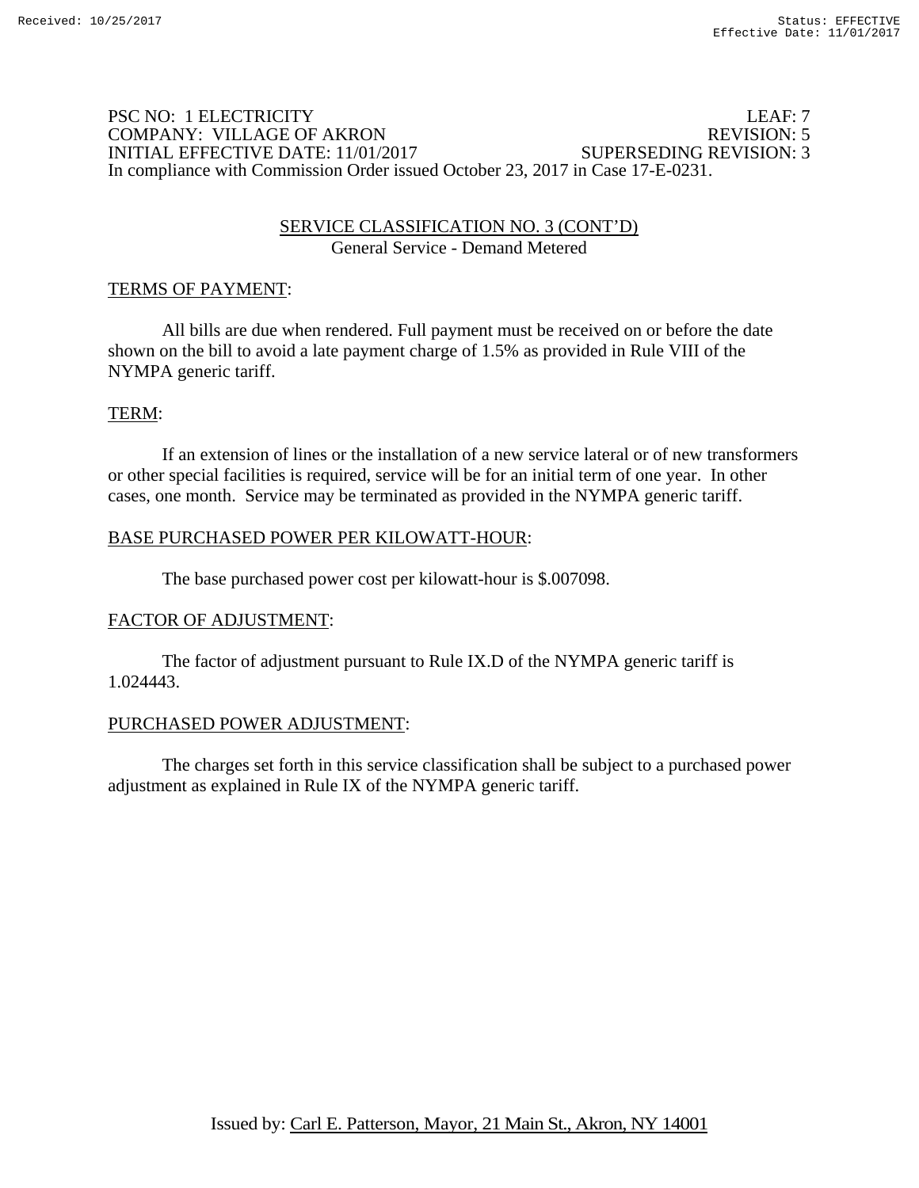PSC NO: 1 ELECTRICITY LEAF: 7
COMPANY: VILLAGE OF AKRON REVISION: 5
INITIAL EFFECTIVE DATE: 11/01/2017 SUPERSEDING REVISION: 3
In compliance with Commission Order issued October 23, 2017 in Case 17-E-0231.

## SERVICE CLASSIFICATION NO. 3 (CONT'D)
General Service - Demand Metered

TERMS OF PAYMENT:

All bills are due when rendered. Full payment must be received on or before the date shown on the bill to avoid a late payment charge of 1.5% as provided in Rule VIII of the NYMPA generic tariff.

TERM:

If an extension of lines or the installation of a new service lateral or of new transformers or other special facilities is required, service will be for an initial term of one year. In other cases, one month. Service may be terminated as provided in the NYMPA generic tariff.

BASE PURCHASED POWER PER KILOWATT-HOUR:

The base purchased power cost per kilowatt-hour is $.007098.

FACTOR OF ADJUSTMENT:

The factor of adjustment pursuant to Rule IX.D of the NYMPA generic tariff is 1.024443.

PURCHASED POWER ADJUSTMENT:

The charges set forth in this service classification shall be subject to a purchased power adjustment as explained in Rule IX of the NYMPA generic tariff.

Issued by: Carl E. Patterson, Mayor, 21 Main St., Akron, NY 14001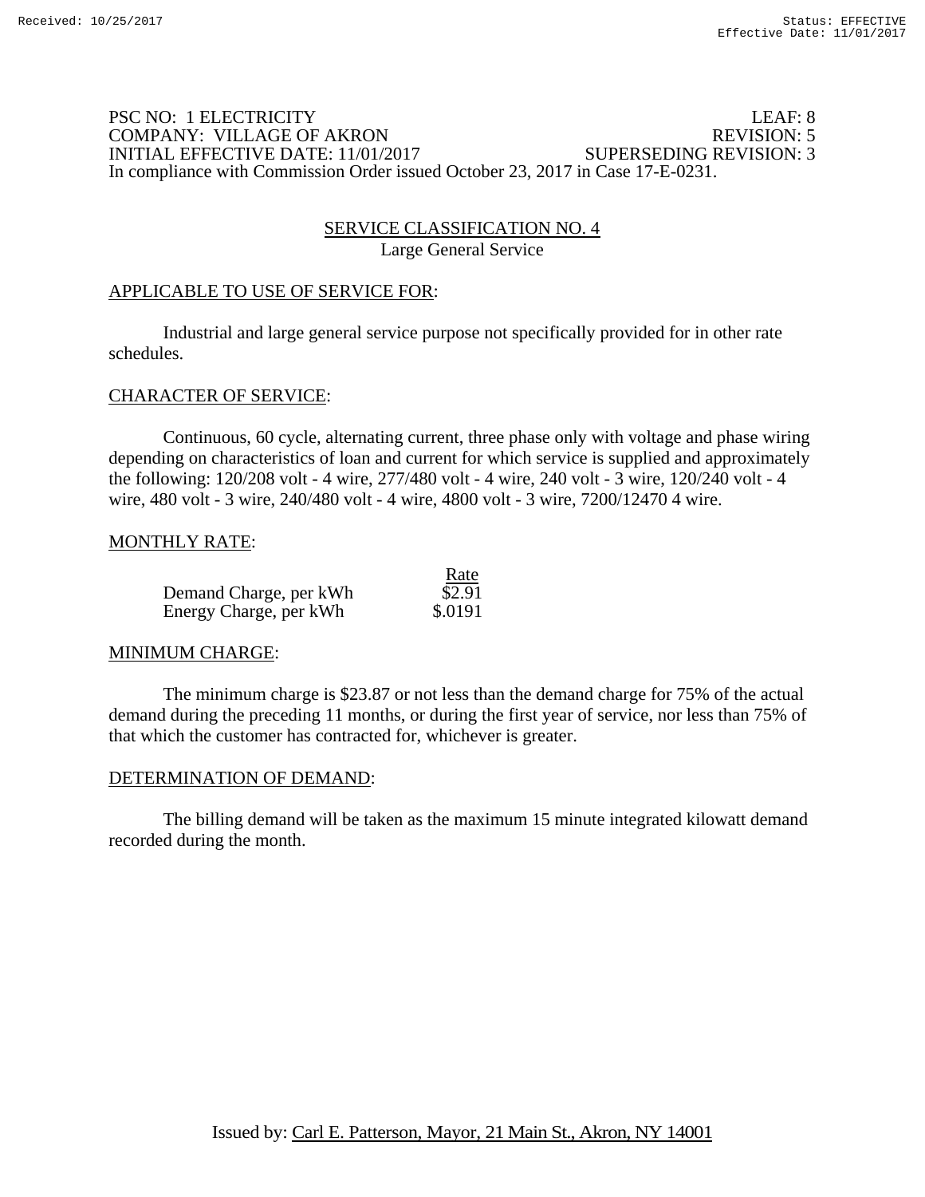PSC NO: 1 ELECTRICITY LEAF: 8
COMPANY: VILLAGE OF AKRON REVISION: 5
INITIAL EFFECTIVE DATE: 11/01/2017 SUPERSEDING REVISION: 3
In compliance with Commission Order issued October 23, 2017 in Case 17-E-0231.

## SERVICE CLASSIFICATION NO. 4
Large General Service

### APPLICABLE TO USE OF SERVICE FOR:

Industrial and large general service purpose not specifically provided for in other rate schedules.

### CHARACTER OF SERVICE:

Continuous, 60 cycle, alternating current, three phase only with voltage and phase wiring depending on characteristics of loan and current for which service is supplied and approximately the following: 120/208 volt - 4 wire, 277/480 volt - 4 wire, 240 volt - 3 wire, 120/240 volt - 4 wire, 480 volt - 3 wire, 240/480 volt - 4 wire, 4800 volt - 3 wire, 7200/12470 4 wire.

### MONTHLY RATE:

| | Rate |
|---|---|
| Demand Charge, per kWh | $2.91 |
| Energy Charge, per kWh | $.0191 |

### MINIMUM CHARGE:

The minimum charge is $23.87 or not less than the demand charge for 75% of the actual demand during the preceding 11 months, or during the first year of service, nor less than 75% of that which the customer has contracted for, whichever is greater.

### DETERMINATION OF DEMAND:

The billing demand will be taken as the maximum 15 minute integrated kilowatt demand recorded during the month.

Issued by: Carl E. Patterson, Mayor, 21 Main St., Akron, NY 14001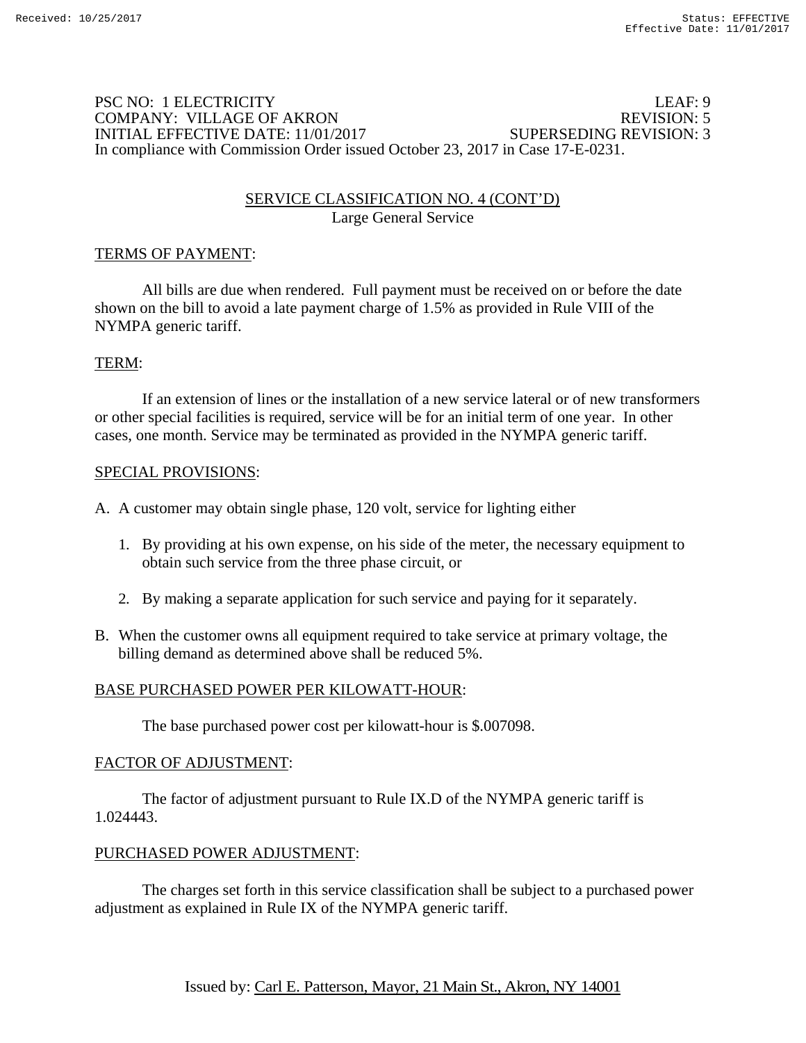Received: 10/25/2017 Status: EFFECTIVE
Effective Date: 11/01/2017

PSC NO: 1 ELECTRICITY LEAF: 9
COMPANY: VILLAGE OF AKRON REVISION: 5
INITIAL EFFECTIVE DATE: 11/01/2017 SUPERSEDING REVISION: 3
In compliance with Commission Order issued October 23, 2017 in Case 17-E-0231.

## SERVICE CLASSIFICATION NO. 4 (CONT'D)
Large General Service

### TERMS OF PAYMENT:

All bills are due when rendered. Full payment must be received on or before the date shown on the bill to avoid a late payment charge of 1.5% as provided in Rule VIII of the NYMPA generic tariff.

### TERM:

If an extension of lines or the installation of a new service lateral or of new transformers or other special facilities is required, service will be for an initial term of one year. In other cases, one month. Service may be terminated as provided in the NYMPA generic tariff.

### SPECIAL PROVISIONS:

A. A customer may obtain single phase, 120 volt, service for lighting either

1. By providing at his own expense, on his side of the meter, the necessary equipment to obtain such service from the three phase circuit, or

2. By making a separate application for such service and paying for it separately.

B. When the customer owns all equipment required to take service at primary voltage, the billing demand as determined above shall be reduced 5%.

### BASE PURCHASED POWER PER KILOWATT-HOUR:

The base purchased power cost per kilowatt-hour is $.007098.

### FACTOR OF ADJUSTMENT:

The factor of adjustment pursuant to Rule IX.D of the NYMPA generic tariff is 1.024443.

### PURCHASED POWER ADJUSTMENT:

The charges set forth in this service classification shall be subject to a purchased power adjustment as explained in Rule IX of the NYMPA generic tariff.

Issued by: Carl E. Patterson, Mayor, 21 Main St., Akron, NY 14001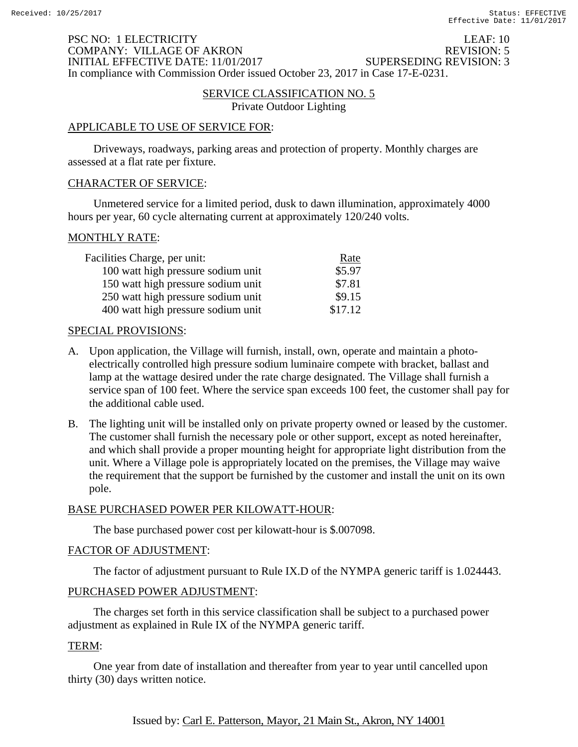PSC NO: 1 ELECTRICITY LEAF: 10
COMPANY: VILLAGE OF AKRON REVISION: 5
INITIAL EFFECTIVE DATE: 11/01/2017 SUPERSEDING REVISION: 3
In compliance with Commission Order issued October 23, 2017 in Case 17-E-0231.

## SERVICE CLASSIFICATION NO. 5

Private Outdoor Lighting

### APPLICABLE TO USE OF SERVICE FOR:

Driveways, roadways, parking areas and protection of property. Monthly charges are assessed at a flat rate per fixture.

### CHARACTER OF SERVICE:

Unmetered service for a limited period, dusk to dawn illumination, approximately 4000 hours per year, 60 cycle alternating current at approximately 120/240 volts.

### MONTHLY RATE:

| Facilities Charge, per unit: | Rate |
|---|---|
| 100 watt high pressure sodium unit | $5.97 |
| 150 watt high pressure sodium unit | $7.81 |
| 250 watt high pressure sodium unit | $9.15 |
| 400 watt high pressure sodium unit | $17.12 |

### SPECIAL PROVISIONS:

A. Upon application, the Village will furnish, install, own, operate and maintain a photo-electrically controlled high pressure sodium luminaire compete with bracket, ballast and lamp at the wattage desired under the rate charge designated. The Village shall furnish a service span of 100 feet. Where the service span exceeds 100 feet, the customer shall pay for the additional cable used.

B. The lighting unit will be installed only on private property owned or leased by the customer. The customer shall furnish the necessary pole or other support, except as noted hereinafter, and which shall provide a proper mounting height for appropriate light distribution from the unit. Where a Village pole is appropriately located on the premises, the Village may waive the requirement that the support be furnished by the customer and install the unit on its own pole.

### BASE PURCHASED POWER PER KILOWATT-HOUR:

The base purchased power cost per kilowatt-hour is $.007098.

### FACTOR OF ADJUSTMENT:

The factor of adjustment pursuant to Rule IX.D of the NYMPA generic tariff is 1.024443.

### PURCHASED POWER ADJUSTMENT:

The charges set forth in this service classification shall be subject to a purchased power adjustment as explained in Rule IX of the NYMPA generic tariff.

### TERM:

One year from date of installation and thereafter from year to year until cancelled upon thirty (30) days written notice.

Issued by: Carl E. Patterson, Mayor, 21 Main St., Akron, NY 14001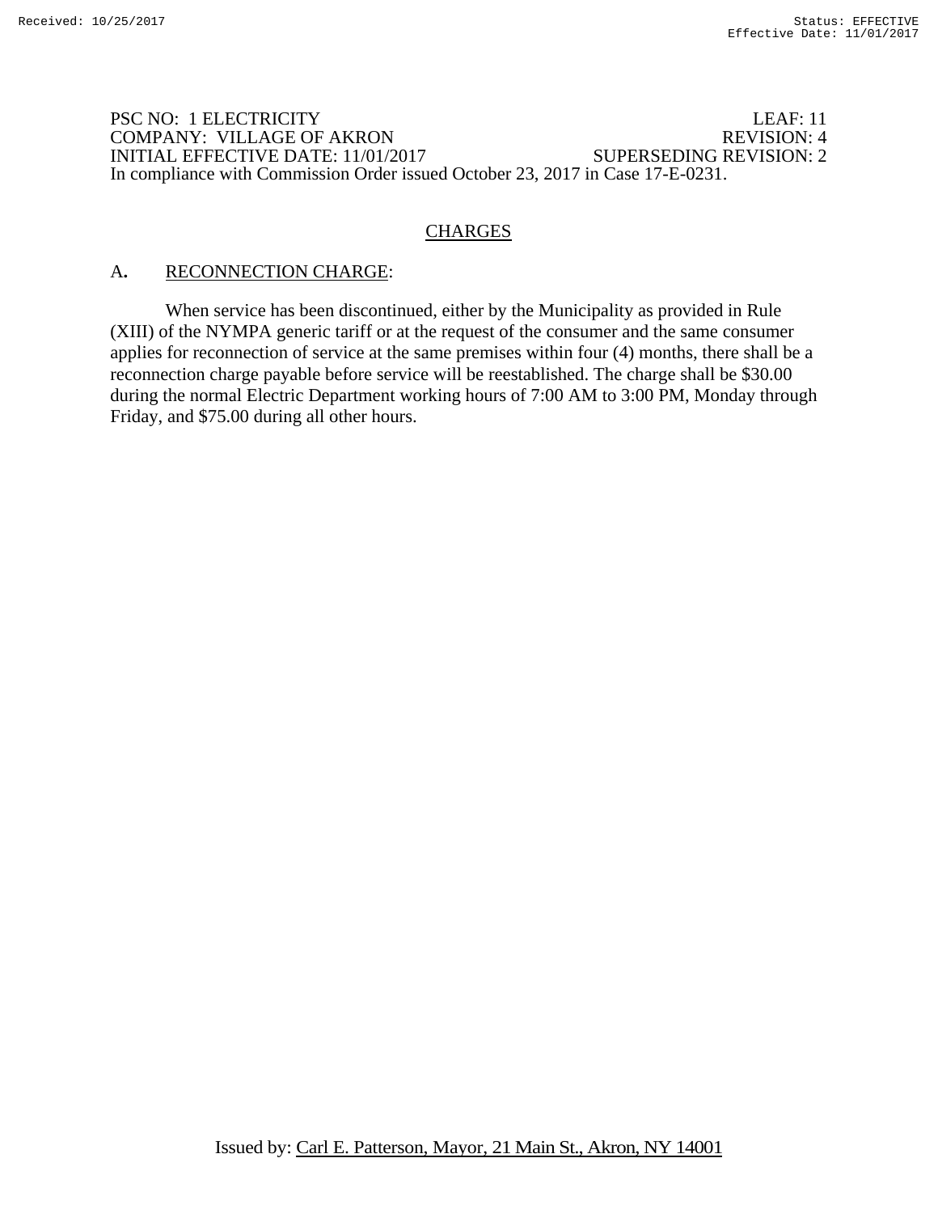PSC NO: 1 ELECTRICITY LEAF: 11
COMPANY: VILLAGE OF AKRON REVISION: 4
INITIAL EFFECTIVE DATE: 11/01/2017 SUPERSEDING REVISION: 2
In compliance with Commission Order issued October 23, 2017 in Case 17-E-0231.

## CHARGES

**A.** RECONNECTION CHARGE:

When service has been discontinued, either by the Municipality as provided in Rule (XIII) of the NYMPA generic tariff or at the request of the consumer and the same consumer applies for reconnection of service at the same premises within four (4) months, there shall be a reconnection charge payable before service will be reestablished. The charge shall be $30.00 during the normal Electric Department working hours of 7:00 AM to 3:00 PM, Monday through Friday, and $75.00 during all other hours.

Issued by: Carl E. Patterson, Mayor, 21 Main St., Akron, NY 14001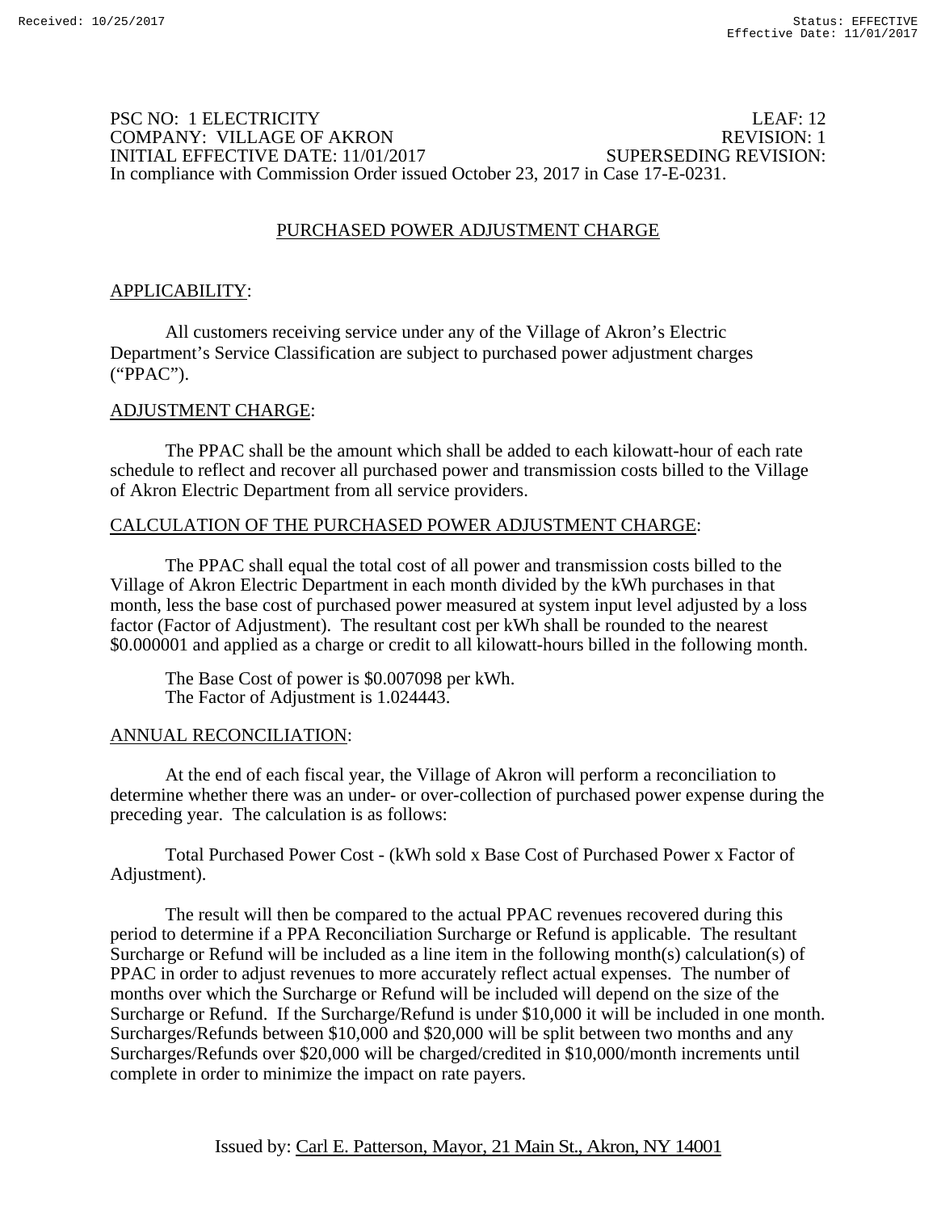PSC NO: 1 ELECTRICITY LEAF: 12
COMPANY: VILLAGE OF AKRON REVISION: 1
INITIAL EFFECTIVE DATE: 11/01/2017 SUPERSEDING REVISION:
In compliance with Commission Order issued October 23, 2017 in Case 17-E-0231.

## PURCHASED POWER ADJUSTMENT CHARGE

### APPLICABILITY:

All customers receiving service under any of the Village of Akron's Electric Department's Service Classification are subject to purchased power adjustment charges ("PPAC").

### ADJUSTMENT CHARGE:

The PPAC shall be the amount which shall be added to each kilowatt-hour of each rate schedule to reflect and recover all purchased power and transmission costs billed to the Village of Akron Electric Department from all service providers.

### CALCULATION OF THE PURCHASED POWER ADJUSTMENT CHARGE:

The PPAC shall equal the total cost of all power and transmission costs billed to the Village of Akron Electric Department in each month divided by the kWh purchases in that month, less the base cost of purchased power measured at system input level adjusted by a loss factor (Factor of Adjustment). The resultant cost per kWh shall be rounded to the nearest $0.000001 and applied as a charge or credit to all kilowatt-hours billed in the following month.

The Base Cost of power is $0.007098 per kWh.
The Factor of Adjustment is 1.024443.

### ANNUAL RECONCILIATION:

At the end of each fiscal year, the Village of Akron will perform a reconciliation to determine whether there was an under- or over-collection of purchased power expense during the preceding year. The calculation is as follows:

Total Purchased Power Cost - (kWh sold x Base Cost of Purchased Power x Factor of Adjustment).

The result will then be compared to the actual PPAC revenues recovered during this period to determine if a PPA Reconciliation Surcharge or Refund is applicable. The resultant Surcharge or Refund will be included as a line item in the following month(s) calculation(s) of PPAC in order to adjust revenues to more accurately reflect actual expenses. The number of months over which the Surcharge or Refund will be included will depend on the size of the Surcharge or Refund. If the Surcharge/Refund is under $10,000 it will be included in one month. Surcharges/Refunds between $10,000 and $20,000 will be split between two months and any Surcharges/Refunds over $20,000 will be charged/credited in $10,000/month increments until complete in order to minimize the impact on rate payers.

Issued by: Carl E. Patterson, Mayor, 21 Main St., Akron, NY 14001